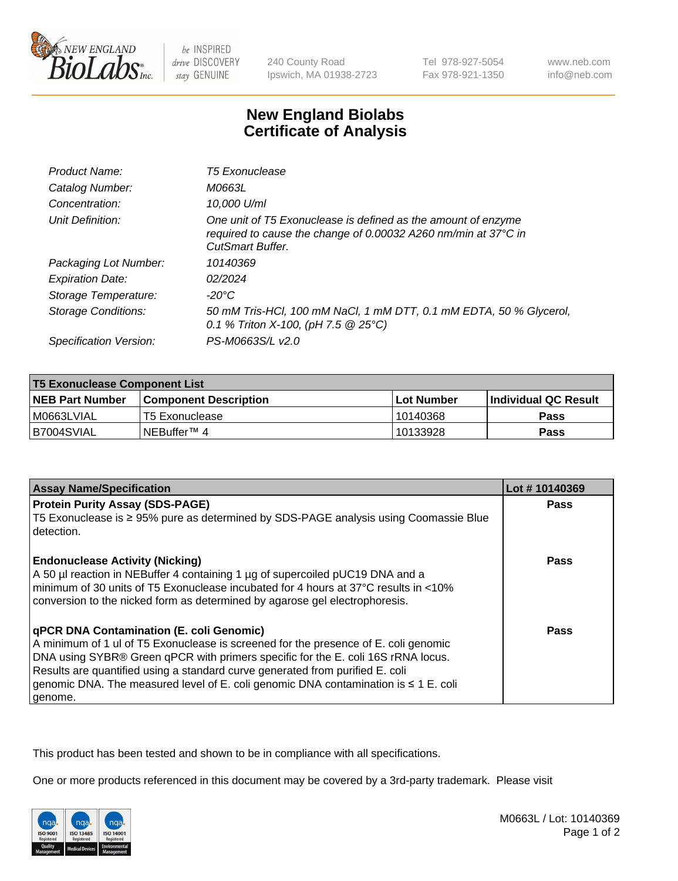240 County Road
Ipswich, MA 01938-2723

Tel 978-927-5054
Fax 978-921-1350

www.neb.com
info@neb.com

# New England Biolabs
# Certificate of Analysis

| | |
|---|---|
| *Product Name:* | *T5 Exonuclease* |
| *Catalog Number:* | *M0663L* |
| *Concentration:* | *10,000 U/ml* |
| *Unit Definition:* | *One unit of T5 Exonuclease is defined as the amount of enzyme required to cause the change of 0.00032 A260 nm/min at 37°C in CutSmart Buffer.* |
| *Packaging Lot Number:* | *10140369* |
| *Expiration Date:* | *02/2024* |
| *Storage Temperature:* | *-20°C* |
| *Storage Conditions:* | *50 mM Tris-HCl, 100 mM NaCl, 1 mM DTT, 0.1 mM EDTA, 50 % Glycerol, 0.1 % Triton X-100, (pH 7.5 @ 25°C)* |
| *Specification Version:* | *PS-M0663S/L v2.0* |

| **T5 Exonuclease Component List** | | | |
|---|---|---|---|
| **NEB Part Number** | **Component Description** | **Lot Number** | **Individual QC Result** |
| M0663LVIAL | T5 Exonuclease | 10140368 | **Pass** |
| B7004SVIAL | NEBuffer™ 4 | 10133928 | **Pass** |

| **Assay Name/Specification** | **Lot # 10140369** |
|---|---|
| **Protein Purity Assay (SDS-PAGE)**<br>T5 Exonuclease is ≥ 95% pure as determined by SDS-PAGE analysis using Coomassie Blue detection. | **Pass** |
| **Endonuclease Activity (Nicking)**<br>A 50 µl reaction in NEBuffer 4 containing 1 µg of supercoiled pUC19 DNA and a minimum of 30 units of T5 Exonuclease incubated for 4 hours at 37°C results in <10% conversion to the nicked form as determined by agarose gel electrophoresis. | **Pass** |
| **qPCR DNA Contamination (E. coli Genomic)**<br>A minimum of 1 ul of T5 Exonuclease is screened for the presence of E. coli genomic DNA using SYBR® Green qPCR with primers specific for the E. coli 16S rRNA locus. Results are quantified using a standard curve generated from purified E. coli genomic DNA. The measured level of E. coli genomic DNA contamination is ≤ 1 E. coli genome. | **Pass** |

This product has been tested and shown to be in compliance with all specifications.

One or more products referenced in this document may be covered by a 3rd-party trademark. Please visit

M0663L / Lot: 10140369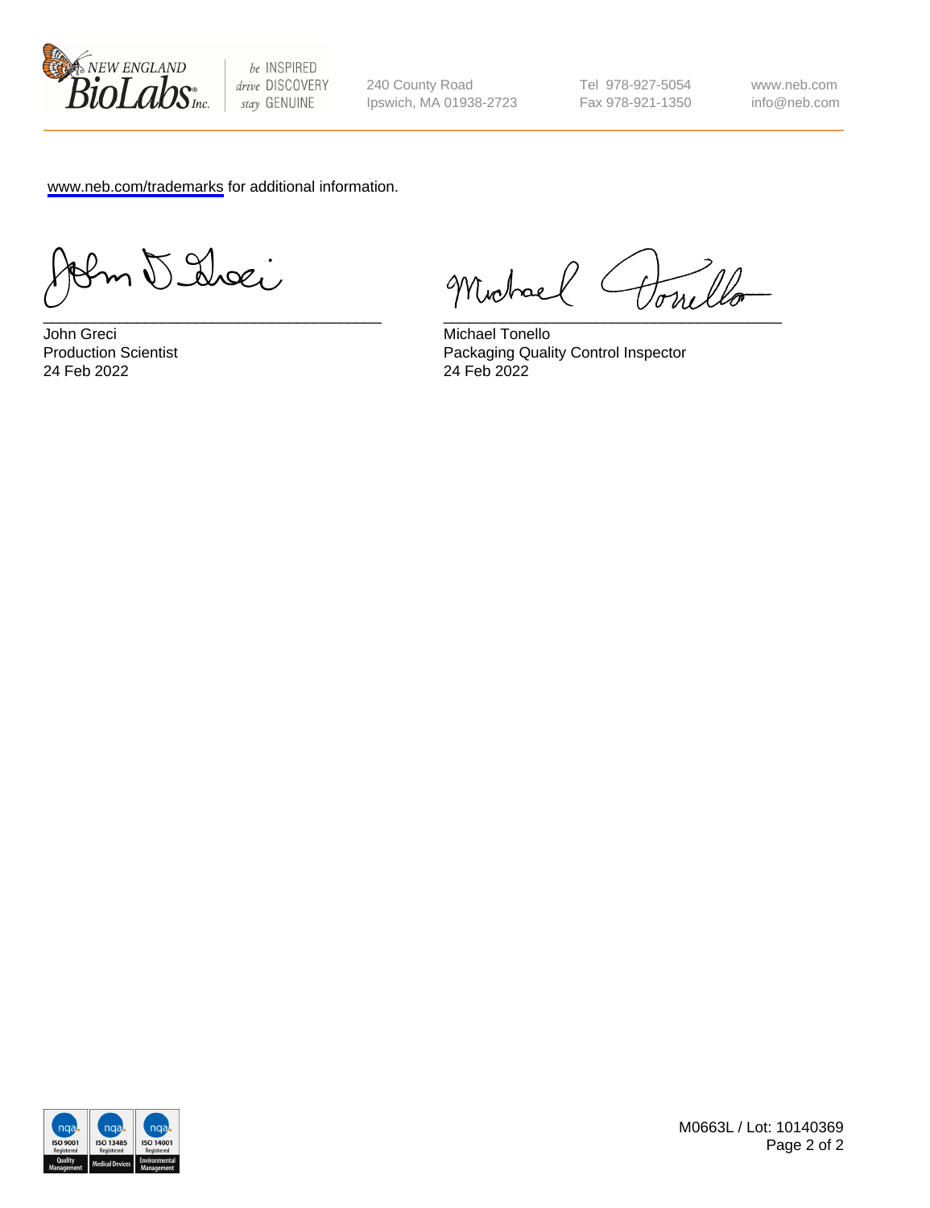www.neb.com/trademarks for additional information.

John Greci
Production Scientist
24 Feb 2022

Michael Tonello
Packaging Quality Control Inspector
24 Feb 2022

M0663L / Lot: 10140369